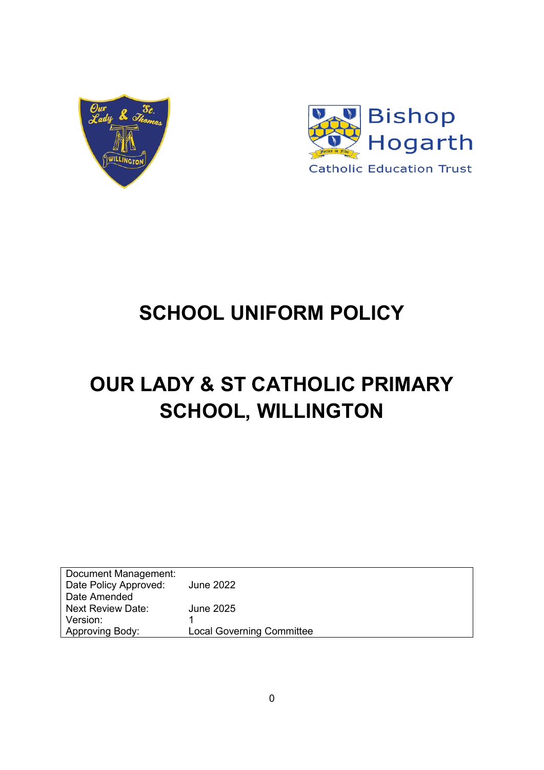# SCHOOL UNIFORM POLICY

# OUR LADY & ST CATHOLIC PRIMARY SCHOOL, WILLINGTON

| Document Management: | |
|---|---|
| Date Policy Approved: | June 2022 |
| Date Amended | |
| Next Review Date: | June 2025 |
| Version: | 1 |
| Approving Body: | Local Governing Committee |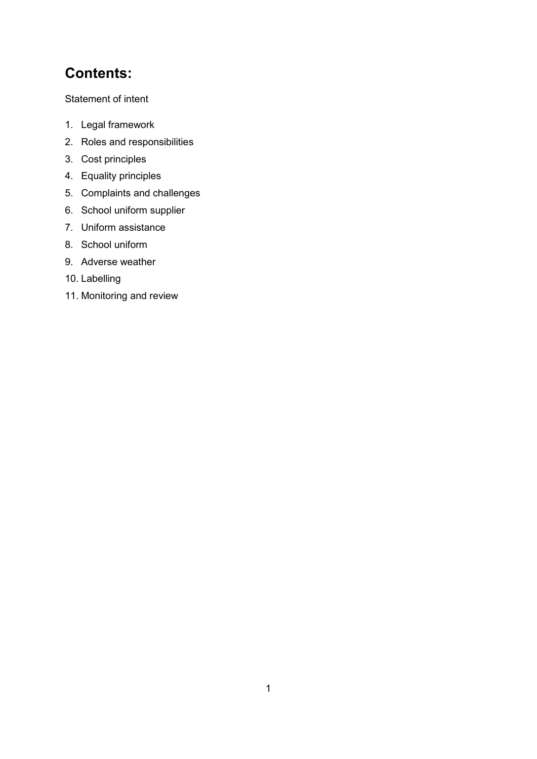# Contents:

Statement of intent

1. Legal framework
2. Roles and responsibilities
3. Cost principles
4. Equality principles
5. Complaints and challenges
6. School uniform supplier
7. Uniform assistance
8. School uniform
9. Adverse weather
10. Labelling
11. Monitoring and review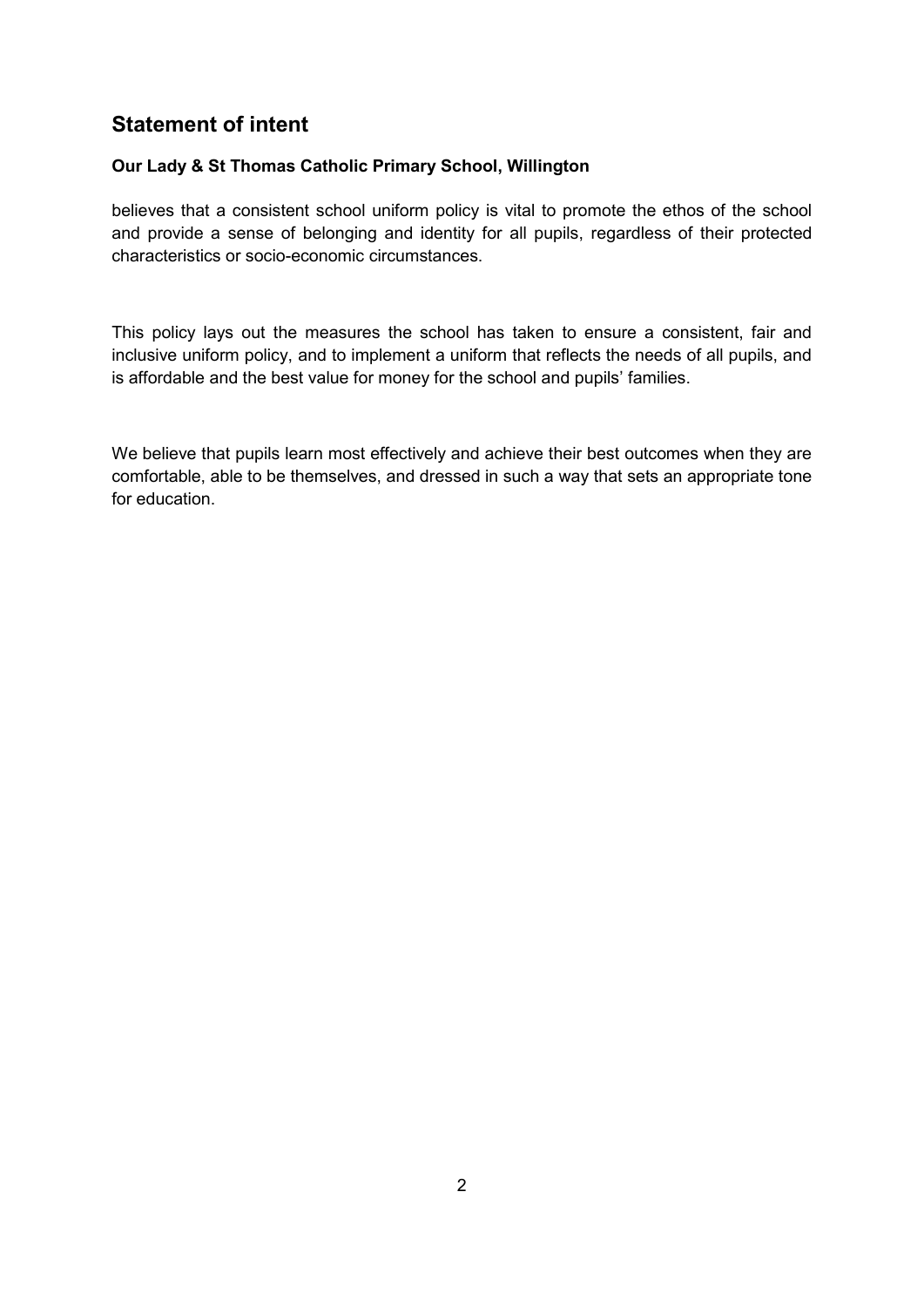## Statement of intent

**Our Lady & St Thomas Catholic Primary School, Willington**

believes that a consistent school uniform policy is vital to promote the ethos of the school and provide a sense of belonging and identity for all pupils, regardless of their protected characteristics or socio-economic circumstances.

This policy lays out the measures the school has taken to ensure a consistent, fair and inclusive uniform policy, and to implement a uniform that reflects the needs of all pupils, and is affordable and the best value for money for the school and pupils' families.

We believe that pupils learn most effectively and achieve their best outcomes when they are comfortable, able to be themselves, and dressed in such a way that sets an appropriate tone for education.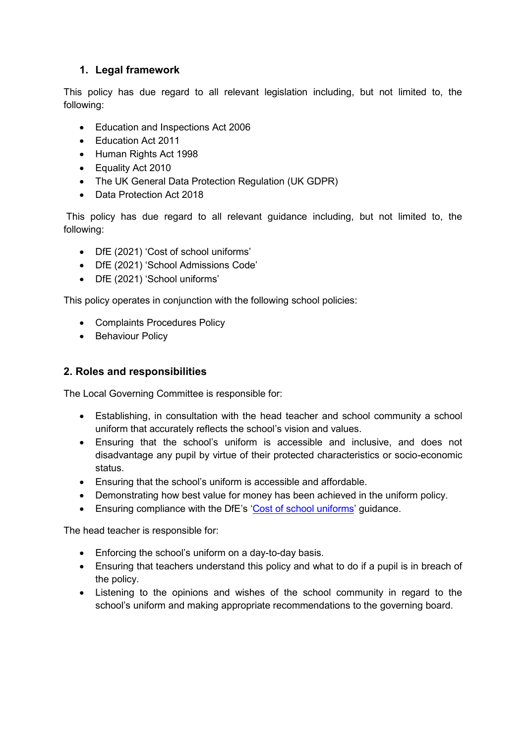## 1. Legal framework

This policy has due regard to all relevant legislation including, but not limited to, the following:

- Education and Inspections Act 2006
- Education Act 2011
- Human Rights Act 1998
- Equality Act 2010
- The UK General Data Protection Regulation (UK GDPR)
- Data Protection Act 2018

This policy has due regard to all relevant guidance including, but not limited to, the following:

- DfE (2021) 'Cost of school uniforms'
- DfE (2021) 'School Admissions Code'
- DfE (2021) 'School uniforms'

This policy operates in conjunction with the following school policies:

- Complaints Procedures Policy
- Behaviour Policy

## 2. Roles and responsibilities

The Local Governing Committee is responsible for:

- Establishing, in consultation with the head teacher and school community a school uniform that accurately reflects the school's vision and values.
- Ensuring that the school's uniform is accessible and inclusive, and does not disadvantage any pupil by virtue of their protected characteristics or socio-economic status.
- Ensuring that the school's uniform is accessible and affordable.
- Demonstrating how best value for money has been achieved in the uniform policy.
- Ensuring compliance with the DfE's 'Cost of school uniforms' guidance.

The head teacher is responsible for:

- Enforcing the school's uniform on a day-to-day basis.
- Ensuring that teachers understand this policy and what to do if a pupil is in breach of the policy.
- Listening to the opinions and wishes of the school community in regard to the school's uniform and making appropriate recommendations to the governing board.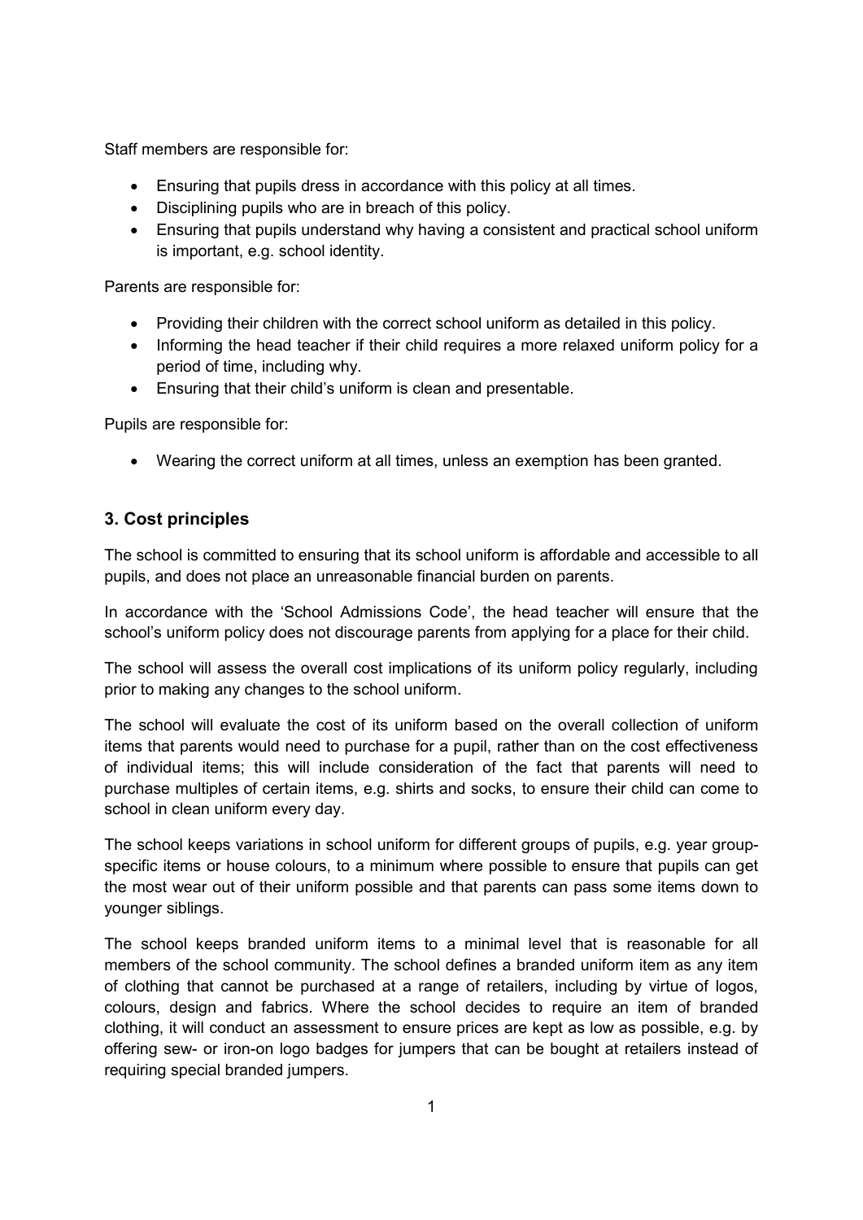Staff members are responsible for:

- Ensuring that pupils dress in accordance with this policy at all times.
- Disciplining pupils who are in breach of this policy.
- Ensuring that pupils understand why having a consistent and practical school uniform is important, e.g. school identity.

Parents are responsible for:

- Providing their children with the correct school uniform as detailed in this policy.
- Informing the head teacher if their child requires a more relaxed uniform policy for a period of time, including why.
- Ensuring that their child's uniform is clean and presentable.

Pupils are responsible for:

- Wearing the correct uniform at all times, unless an exemption has been granted.

## 3. Cost principles

The school is committed to ensuring that its school uniform is affordable and accessible to all pupils, and does not place an unreasonable financial burden on parents.

In accordance with the 'School Admissions Code', the head teacher will ensure that the school's uniform policy does not discourage parents from applying for a place for their child.

The school will assess the overall cost implications of its uniform policy regularly, including prior to making any changes to the school uniform.

The school will evaluate the cost of its uniform based on the overall collection of uniform items that parents would need to purchase for a pupil, rather than on the cost effectiveness of individual items; this will include consideration of the fact that parents will need to purchase multiples of certain items, e.g. shirts and socks, to ensure their child can come to school in clean uniform every day.

The school keeps variations in school uniform for different groups of pupils, e.g. year group-specific items or house colours, to a minimum where possible to ensure that pupils can get the most wear out of their uniform possible and that parents can pass some items down to younger siblings.

The school keeps branded uniform items to a minimal level that is reasonable for all members of the school community. The school defines a branded uniform item as any item of clothing that cannot be purchased at a range of retailers, including by virtue of logos, colours, design and fabrics. Where the school decides to require an item of branded clothing, it will conduct an assessment to ensure prices are kept as low as possible, e.g. by offering sew- or iron-on logo badges for jumpers that can be bought at retailers instead of requiring special branded jumpers.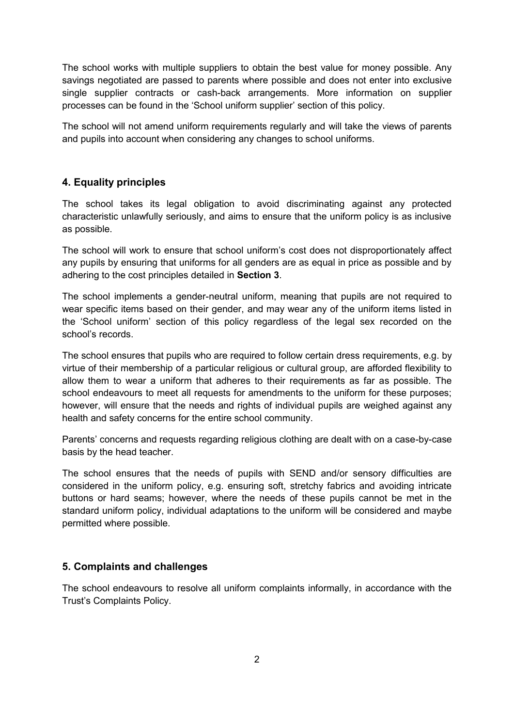The school works with multiple suppliers to obtain the best value for money possible. Any savings negotiated are passed to parents where possible and does not enter into exclusive single supplier contracts or cash-back arrangements. More information on supplier processes can be found in the 'School uniform supplier' section of this policy.

The school will not amend uniform requirements regularly and will take the views of parents and pupils into account when considering any changes to school uniforms.

## 4. Equality principles

The school takes its legal obligation to avoid discriminating against any protected characteristic unlawfully seriously, and aims to ensure that the uniform policy is as inclusive as possible.

The school will work to ensure that school uniform's cost does not disproportionately affect any pupils by ensuring that uniforms for all genders are as equal in price as possible and by adhering to the cost principles detailed in **Section 3**.

The school implements a gender-neutral uniform, meaning that pupils are not required to wear specific items based on their gender, and may wear any of the uniform items listed in the 'School uniform' section of this policy regardless of the legal sex recorded on the school's records.

The school ensures that pupils who are required to follow certain dress requirements, e.g. by virtue of their membership of a particular religious or cultural group, are afforded flexibility to allow them to wear a uniform that adheres to their requirements as far as possible. The school endeavours to meet all requests for amendments to the uniform for these purposes; however, will ensure that the needs and rights of individual pupils are weighed against any health and safety concerns for the entire school community.

Parents' concerns and requests regarding religious clothing are dealt with on a case-by-case basis by the head teacher.

The school ensures that the needs of pupils with SEND and/or sensory difficulties are considered in the uniform policy, e.g. ensuring soft, stretchy fabrics and avoiding intricate buttons or hard seams; however, where the needs of these pupils cannot be met in the standard uniform policy, individual adaptations to the uniform will be considered and maybe permitted where possible.

## 5. Complaints and challenges

The school endeavours to resolve all uniform complaints informally, in accordance with the Trust's Complaints Policy.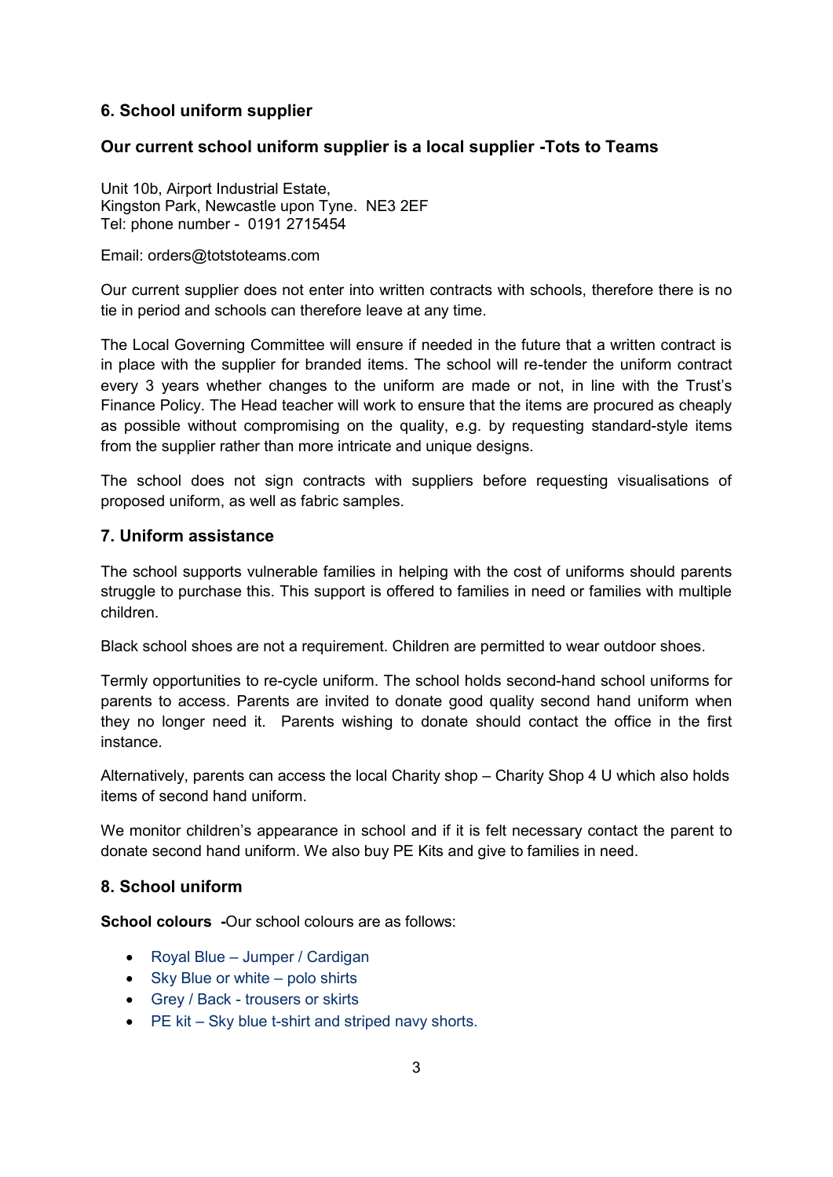## 6. School uniform supplier

### Our current school uniform supplier is a local supplier -Tots to Teams

Unit 10b, Airport Industrial Estate,
Kingston Park, Newcastle upon Tyne. NE3 2EF
Tel: phone number - 0191 2715454

Email: orders@totstoteams.com

Our current supplier does not enter into written contracts with schools, therefore there is no tie in period and schools can therefore leave at any time.

The Local Governing Committee will ensure if needed in the future that a written contract is in place with the supplier for branded items. The school will re-tender the uniform contract every 3 years whether changes to the uniform are made or not, in line with the Trust's Finance Policy. The Head teacher will work to ensure that the items are procured as cheaply as possible without compromising on the quality, e.g. by requesting standard-style items from the supplier rather than more intricate and unique designs.

The school does not sign contracts with suppliers before requesting visualisations of proposed uniform, as well as fabric samples.

## 7. Uniform assistance

The school supports vulnerable families in helping with the cost of uniforms should parents struggle to purchase this. This support is offered to families in need or families with multiple children.

Black school shoes are not a requirement. Children are permitted to wear outdoor shoes.

Termly opportunities to re-cycle uniform. The school holds second-hand school uniforms for parents to access. Parents are invited to donate good quality second hand uniform when they no longer need it. Parents wishing to donate should contact the office in the first instance.

Alternatively, parents can access the local Charity shop – Charity Shop 4 U which also holds items of second hand uniform.

We monitor children's appearance in school and if it is felt necessary contact the parent to donate second hand uniform. We also buy PE Kits and give to families in need.

## 8. School uniform

**School colours** -Our school colours are as follows:

- Royal Blue – Jumper / Cardigan
- Sky Blue or white – polo shirts
- Grey / Back - trousers or skirts
- PE kit – Sky blue t-shirt and striped navy shorts.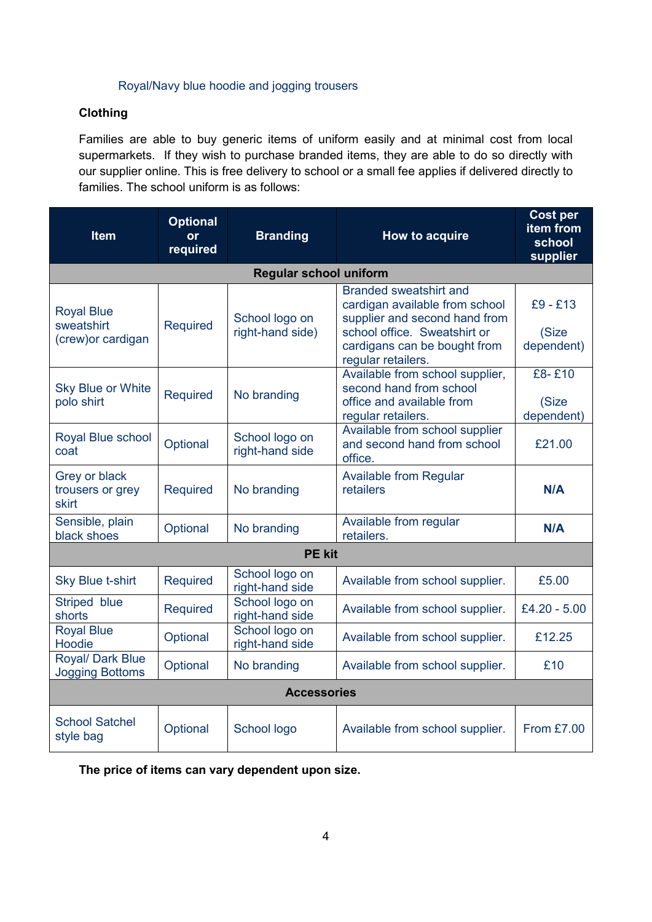Royal/Navy blue hoodie and jogging trousers

**Clothing**

Families are able to buy generic items of uniform easily and at minimal cost from local supermarkets. If they wish to purchase branded items, they are able to do so directly with our supplier online. This is free delivery to school or a small fee applies if delivered directly to families. The school uniform is as follows:

| Item | Optional or required | Branding | How to acquire | Cost per item from school supplier |
|---|---|---|---|---|
| **Regular school uniform** | | | | |
| Royal Blue sweatshirt (crew)or cardigan | Required | School logo on right-hand side) | Branded sweatshirt and cardigan available from school supplier and second hand from school office. Sweatshirt or cardigans can be bought from regular retailers. | £9 - £13 (Size dependent) |
| Sky Blue or White polo shirt | Required | No branding | Available from school supplier, second hand from school office and available from regular retailers. | £8- £10 (Size dependent) |
| Royal Blue school coat | Optional | School logo on right-hand side | Available from school supplier and second hand from school office. | £21.00 |
| Grey or black trousers or grey skirt | Required | No branding | Available from Regular retailers | **N/A** |
| Sensible, plain black shoes | Optional | No branding | Available from regular retailers. | **N/A** |
| **PE kit** | | | | |
| Sky Blue t-shirt | Required | School logo on right-hand side | Available from school supplier. | £5.00 |
| Striped blue shorts | Required | School logo on right-hand side | Available from school supplier. | £4.20 - 5.00 |
| Royal Blue Hoodie | Optional | School logo on right-hand side | Available from school supplier. | £12.25 |
| Royal/ Dark Blue Jogging Bottoms | Optional | No branding | Available from school supplier. | £10 |
| **Accessories** | | | | |
| School Satchel style bag | Optional | School logo | Available from school supplier. | From £7.00 |

**The price of items can vary dependent upon size.**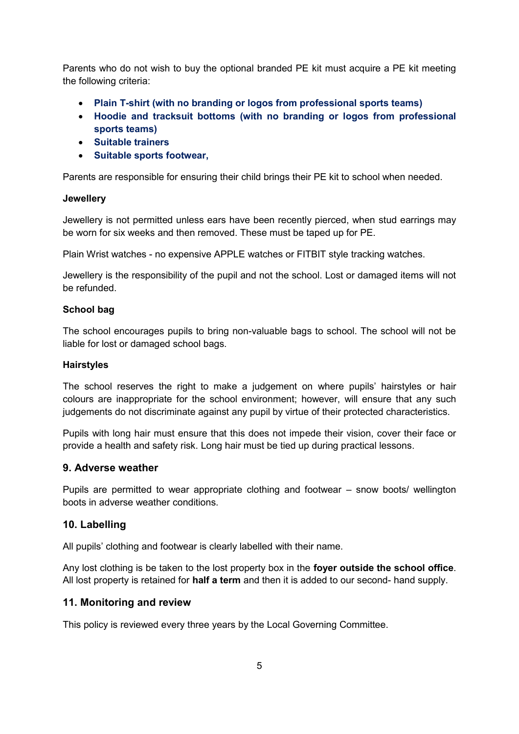Parents who do not wish to buy the optional branded PE kit must acquire a PE kit meeting the following criteria:

- **Plain T-shirt (with no branding or logos from professional sports teams)**
- **Hoodie and tracksuit bottoms (with no branding or logos from professional sports teams)**
- **Suitable trainers**
- **Suitable sports footwear,**

Parents are responsible for ensuring their child brings their PE kit to school when needed.

**Jewellery**

Jewellery is not permitted unless ears have been recently pierced, when stud earrings may be worn for six weeks and then removed. These must be taped up for PE.

Plain Wrist watches - no expensive APPLE watches or FITBIT style tracking watches.

Jewellery is the responsibility of the pupil and not the school. Lost or damaged items will not be refunded.

**School bag**

The school encourages pupils to bring non-valuable bags to school. The school will not be liable for lost or damaged school bags.

**Hairstyles**

The school reserves the right to make a judgement on where pupils' hairstyles or hair colours are inappropriate for the school environment; however, will ensure that any such judgements do not discriminate against any pupil by virtue of their protected characteristics.

Pupils with long hair must ensure that this does not impede their vision, cover their face or provide a health and safety risk. Long hair must be tied up during practical lessons.

## 9. Adverse weather

Pupils are permitted to wear appropriate clothing and footwear – snow boots/ wellington boots in adverse weather conditions.

## 10. Labelling

All pupils' clothing and footwear is clearly labelled with their name.

Any lost clothing is be taken to the lost property box in the **foyer outside the school office**. All lost property is retained for **half a term** and then it is added to our second- hand supply.

## 11. Monitoring and review

This policy is reviewed every three years by the Local Governing Committee.